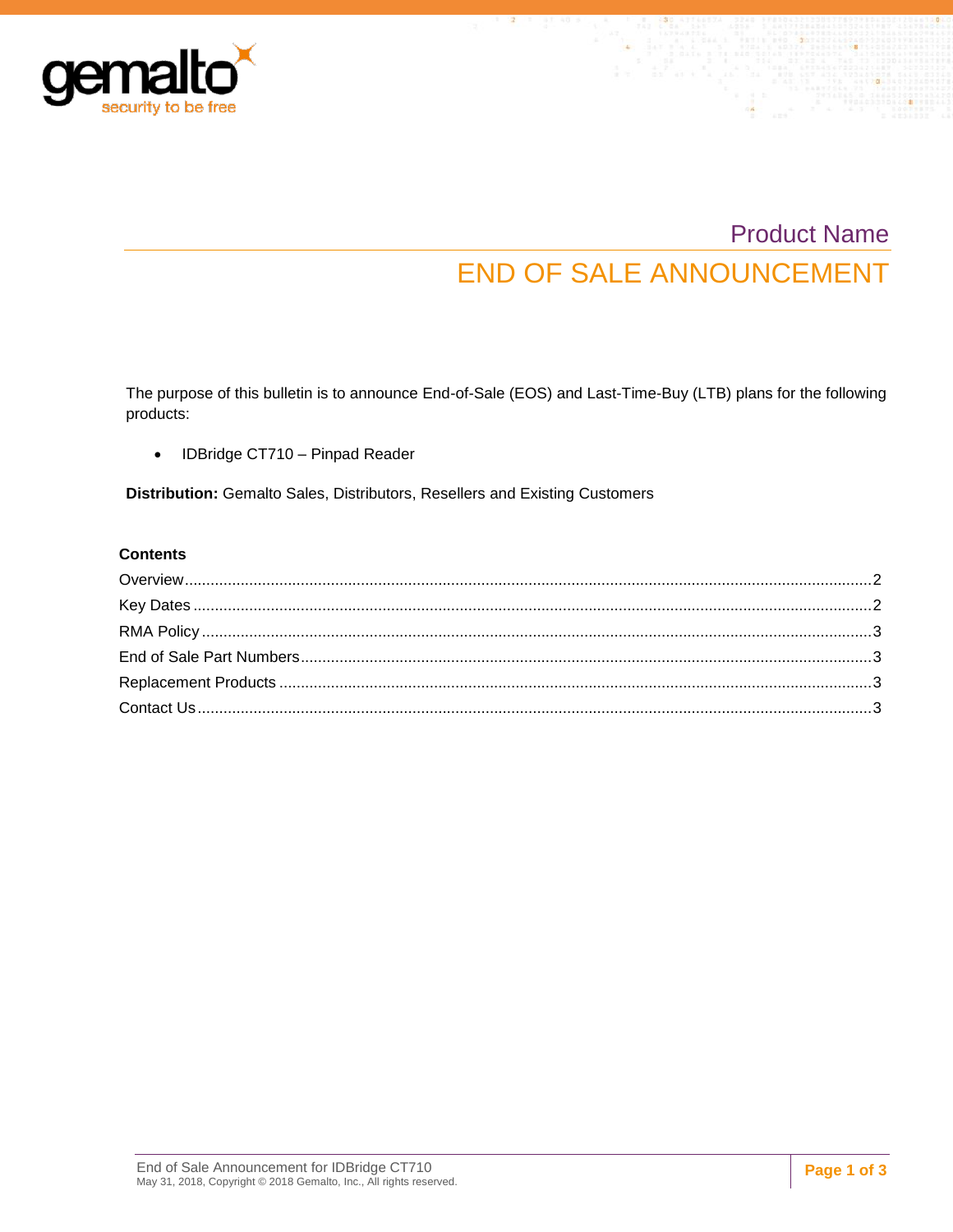# Product Name

# END OF SALE ANNOUNCEMENT

The purpose of this bulletin is to announce End-of-Sale (EOS) and Last-Time-Buy (LTB) plans for the following products:

- IDBridge CT710 – Pinpad Reader

**Distribution:** Gemalto Sales, Distributors, Resellers and Existing Customers

**Contents**

Overview.....2
Key Dates.....2
RMA Policy.....3
End of Sale Part Numbers.....3
Replacement Products.....3
Contact Us.....3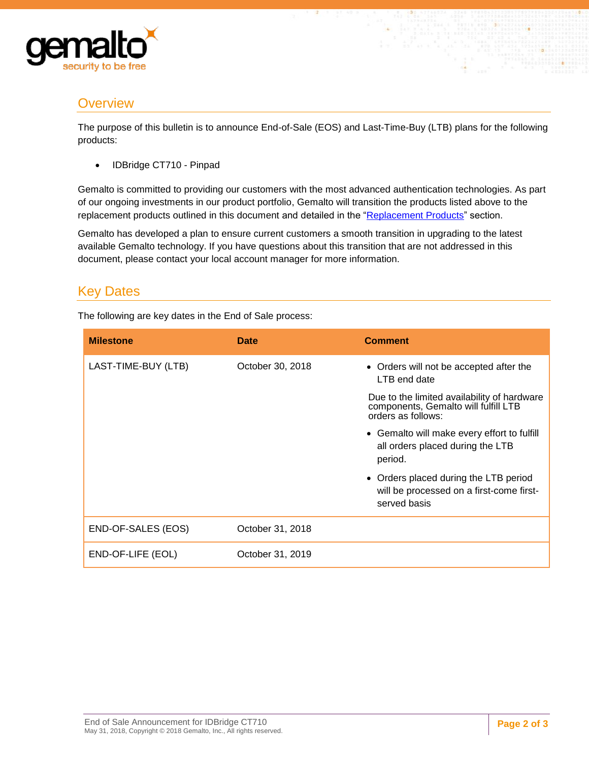## Overview

The purpose of this bulletin is to announce End-of-Sale (EOS) and Last-Time-Buy (LTB) plans for the following products:

- IDBridge CT710 - Pinpad

Gemalto is committed to providing our customers with the most advanced authentication technologies. As part of our ongoing investments in our product portfolio, Gemalto will transition the products listed above to the replacement products outlined in this document and detailed in the "Replacement Products" section.

Gemalto has developed a plan to ensure current customers a smooth transition in upgrading to the latest available Gemalto technology. If you have questions about this transition that are not addressed in this document, please contact your local account manager for more information.

## Key Dates

The following are key dates in the End of Sale process:

| Milestone | Date | Comment |
|---|---|---|
| LAST-TIME-BUY (LTB) | October 30, 2018 | • Orders will not be accepted after the LTB end date<br>Due to the limited availability of hardware components, Gemalto will fulfill LTB orders as follows:<br>• Gemalto will make every effort to fulfill all orders placed during the LTB period.<br>• Orders placed during the LTB period will be processed on a first-come first-served basis |
| END-OF-SALES (EOS) | October 31, 2018 | |
| END-OF-LIFE (EOL) | October 31, 2019 | |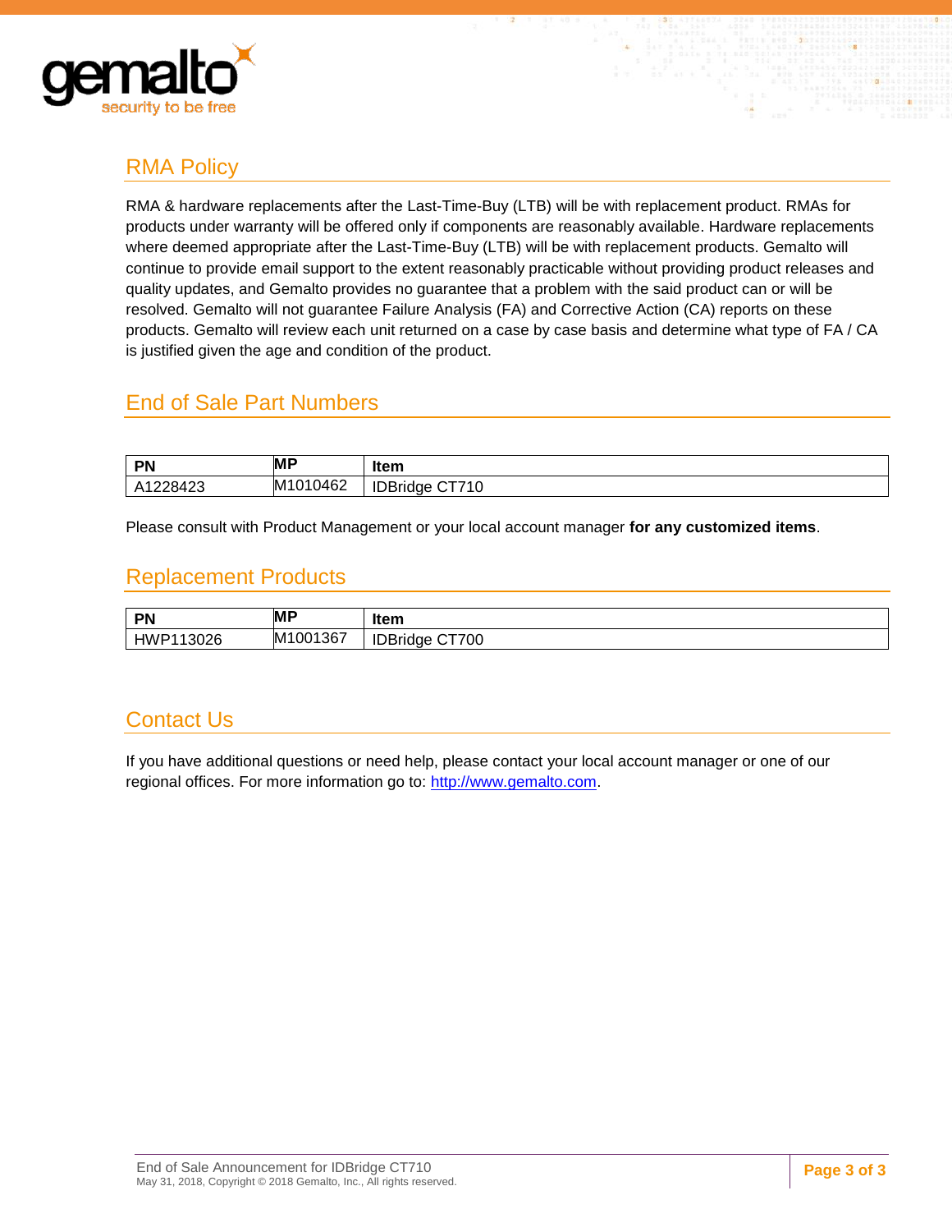## RMA Policy

RMA & hardware replacements after the Last-Time-Buy (LTB) will be with replacement product. RMAs for products under warranty will be offered only if components are reasonably available. Hardware replacements where deemed appropriate after the Last-Time-Buy (LTB) will be with replacement products. Gemalto will continue to provide email support to the extent reasonably practicable without providing product releases and quality updates, and Gemalto provides no guarantee that a problem with the said product can or will be resolved. Gemalto will not guarantee Failure Analysis (FA) and Corrective Action (CA) reports on these products. Gemalto will review each unit returned on a case by case basis and determine what type of FA / CA is justified given the age and condition of the product.

## End of Sale Part Numbers

| PN | MP | Item |
|---|---|---|
| A1228423 | M1010462 | IDBridge CT710 |

Please consult with Product Management or your local account manager **for any customized items**.

## Replacement Products

| PN | MP | Item |
|---|---|---|
| HWP113026 | M1001367 | IDBridge CT700 |

## Contact Us

If you have additional questions or need help, please contact your local account manager or one of our regional offices. For more information go to: http://www.gemalto.com.